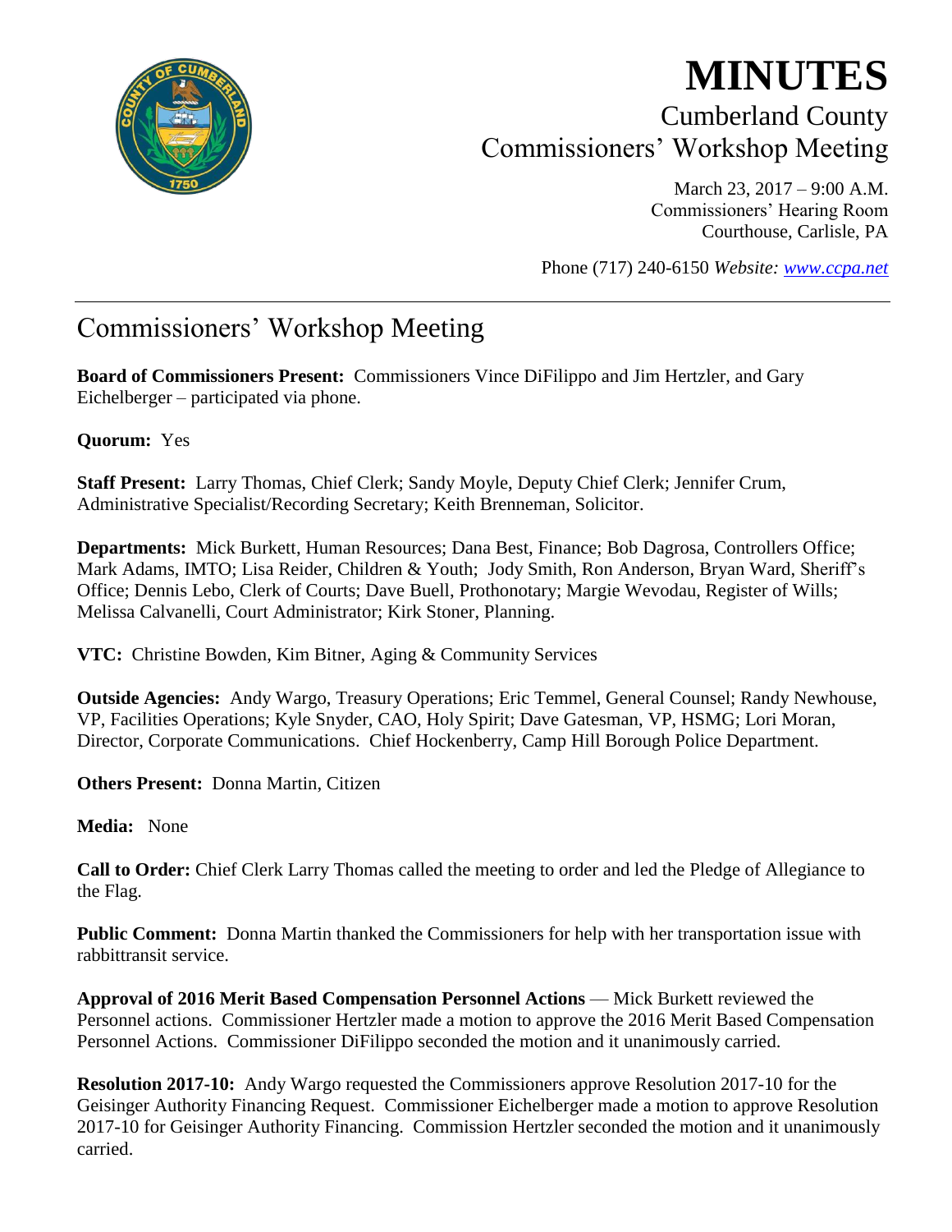# MINUTES

## Cumberland County
## Commissioners' Workshop Meeting

March 23, 2017 – 9:00 A.M.
Commissioners' Hearing Room
Courthouse, Carlisle, PA

Phone (717) 240-6150 *Website: www.ccpa.net*

---

# Commissioners' Workshop Meeting

**Board of Commissioners Present:** Commissioners Vince DiFilippo and Jim Hertzler, and Gary Eichelberger – participated via phone.

**Quorum:** Yes

**Staff Present:** Larry Thomas, Chief Clerk; Sandy Moyle, Deputy Chief Clerk; Jennifer Crum, Administrative Specialist/Recording Secretary; Keith Brenneman, Solicitor.

**Departments:** Mick Burkett, Human Resources; Dana Best, Finance; Bob Dagrosa, Controllers Office; Mark Adams, IMTO; Lisa Reider, Children & Youth; Jody Smith, Ron Anderson, Bryan Ward, Sheriff's Office; Dennis Lebo, Clerk of Courts; Dave Buell, Prothonotary; Margie Wevodau, Register of Wills; Melissa Calvanelli, Court Administrator; Kirk Stoner, Planning.

**VTC:** Christine Bowden, Kim Bitner, Aging & Community Services

**Outside Agencies:** Andy Wargo, Treasury Operations; Eric Temmel, General Counsel; Randy Newhouse, VP, Facilities Operations; Kyle Snyder, CAO, Holy Spirit; Dave Gatesman, VP, HSMG; Lori Moran, Director, Corporate Communications. Chief Hockenberry, Camp Hill Borough Police Department.

**Others Present:** Donna Martin, Citizen

**Media:** None

**Call to Order:** Chief Clerk Larry Thomas called the meeting to order and led the Pledge of Allegiance to the Flag.

**Public Comment:** Donna Martin thanked the Commissioners for help with her transportation issue with rabbittransit service.

**Approval of 2016 Merit Based Compensation Personnel Actions** — Mick Burkett reviewed the Personnel actions. Commissioner Hertzler made a motion to approve the 2016 Merit Based Compensation Personnel Actions. Commissioner DiFilippo seconded the motion and it unanimously carried.

**Resolution 2017-10:** Andy Wargo requested the Commissioners approve Resolution 2017-10 for the Geisinger Authority Financing Request. Commissioner Eichelberger made a motion to approve Resolution 2017-10 for Geisinger Authority Financing. Commission Hertzler seconded the motion and it unanimously carried.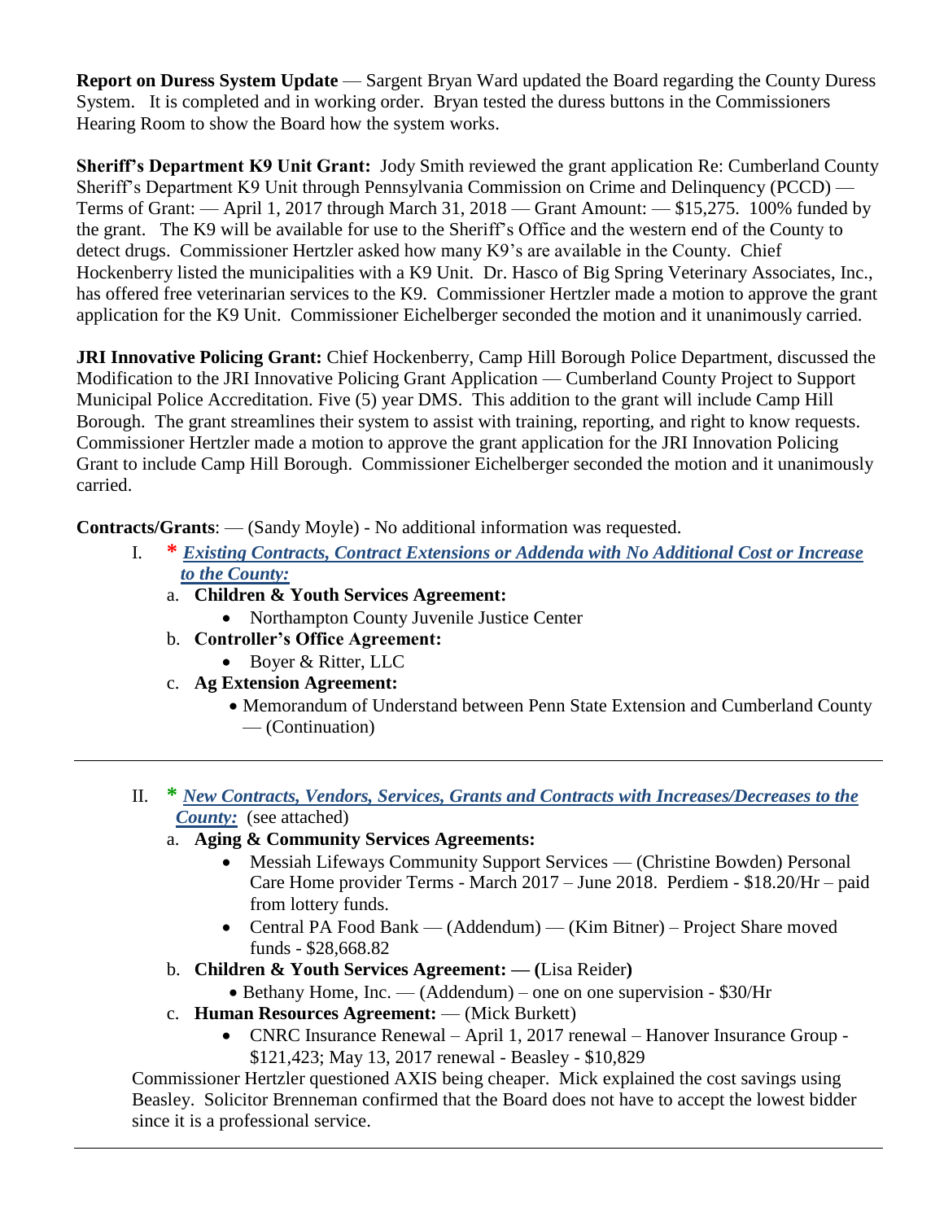**Report on Duress System Update** — Sargent Bryan Ward updated the Board regarding the County Duress System. It is completed and in working order. Bryan tested the duress buttons in the Commissioners Hearing Room to show the Board how the system works.

**Sheriff's Department K9 Unit Grant:** Jody Smith reviewed the grant application Re: Cumberland County Sheriff's Department K9 Unit through Pennsylvania Commission on Crime and Delinquency (PCCD) — Terms of Grant: — April 1, 2017 through March 31, 2018 — Grant Amount: — $15,275. 100% funded by the grant. The K9 will be available for use to the Sheriff's Office and the western end of the County to detect drugs. Commissioner Hertzler asked how many K9's are available in the County. Chief Hockenberry listed the municipalities with a K9 Unit. Dr. Hasco of Big Spring Veterinary Associates, Inc., has offered free veterinarian services to the K9. Commissioner Hertzler made a motion to approve the grant application for the K9 Unit. Commissioner Eichelberger seconded the motion and it unanimously carried.

**JRI Innovative Policing Grant:** Chief Hockenberry, Camp Hill Borough Police Department, discussed the Modification to the JRI Innovative Policing Grant Application — Cumberland County Project to Support Municipal Police Accreditation. Five (5) year DMS. This addition to the grant will include Camp Hill Borough. The grant streamlines their system to assist with training, reporting, and right to know requests. Commissioner Hertzler made a motion to approve the grant application for the JRI Innovation Policing Grant to include Camp Hill Borough. Commissioner Eichelberger seconded the motion and it unanimously carried.

**Contracts/Grants**: — (Sandy Moyle) - No additional information was requested.

I. **\*** ***Existing Contracts, Contract Extensions or Addenda with No Additional Cost or Increase to the County:***
   a. **Children & Youth Services Agreement:**
      - Northampton County Juvenile Justice Center
   b. **Controller's Office Agreement:**
      - Boyer & Ritter, LLC
   c. **Ag Extension Agreement:**
      - Memorandum of Understand between Penn State Extension and Cumberland County — (Continuation)

---

II. **\*** ***New Contracts, Vendors, Services, Grants and Contracts with Increases/Decreases to the County:*** (see attached)
   a. **Aging & Community Services Agreements:**
      - Messiah Lifeways Community Support Services — (Christine Bowden) Personal Care Home provider Terms - March 2017 – June 2018. Perdiem - $18.20/Hr – paid from lottery funds.
      - Central PA Food Bank — (Addendum) — (Kim Bitner) – Project Share moved funds - $28,668.82
   b. **Children & Youth Services Agreement: — (**Lisa Reider**)**
      - Bethany Home, Inc. — (Addendum) – one on one supervision - $30/Hr
   c. **Human Resources Agreement:** — (Mick Burkett)
      - CNRC Insurance Renewal – April 1, 2017 renewal – Hanover Insurance Group - $121,423; May 13, 2017 renewal - Beasley - $10,829

Commissioner Hertzler questioned AXIS being cheaper. Mick explained the cost savings using Beasley. Solicitor Brenneman confirmed that the Board does not have to accept the lowest bidder since it is a professional service.

---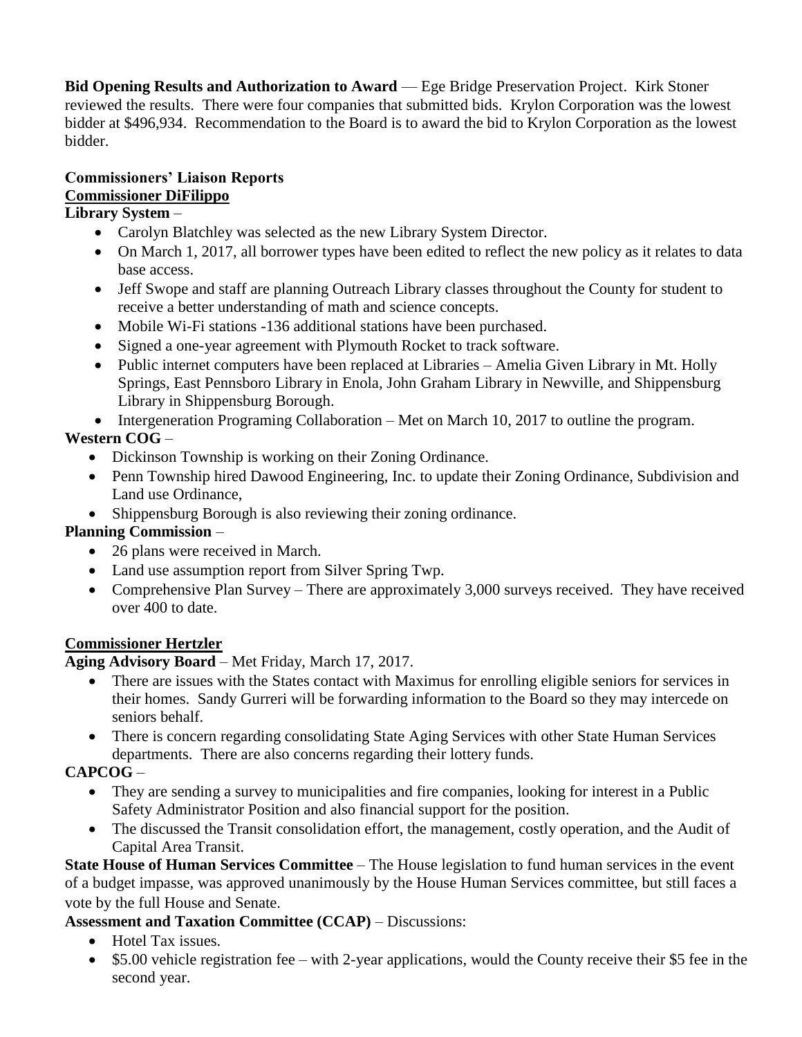**Bid Opening Results and Authorization to Award** — Ege Bridge Preservation Project. Kirk Stoner reviewed the results. There were four companies that submitted bids. Krylon Corporation was the lowest bidder at $496,934. Recommendation to the Board is to award the bid to Krylon Corporation as the lowest bidder.

**Commissioners' Liaison Reports**

**<u>Commissioner DiFilippo</u>**

**Library System** –

- Carolyn Blatchley was selected as the new Library System Director.
- On March 1, 2017, all borrower types have been edited to reflect the new policy as it relates to data base access.
- Jeff Swope and staff are planning Outreach Library classes throughout the County for student to receive a better understanding of math and science concepts.
- Mobile Wi-Fi stations -136 additional stations have been purchased.
- Signed a one-year agreement with Plymouth Rocket to track software.
- Public internet computers have been replaced at Libraries – Amelia Given Library in Mt. Holly Springs, East Pennsboro Library in Enola, John Graham Library in Newville, and Shippensburg Library in Shippensburg Borough.
- Intergeneration Programing Collaboration – Met on March 10, 2017 to outline the program.

**Western COG** –

- Dickinson Township is working on their Zoning Ordinance.
- Penn Township hired Dawood Engineering, Inc. to update their Zoning Ordinance, Subdivision and Land use Ordinance,
- Shippensburg Borough is also reviewing their zoning ordinance.

**Planning Commission** –

- 26 plans were received in March.
- Land use assumption report from Silver Spring Twp.
- Comprehensive Plan Survey – There are approximately 3,000 surveys received. They have received over 400 to date.

**<u>Commissioner Hertzler</u>**

**Aging Advisory Board** – Met Friday, March 17, 2017.

- There are issues with the States contact with Maximus for enrolling eligible seniors for services in their homes. Sandy Gurreri will be forwarding information to the Board so they may intercede on seniors behalf.
- There is concern regarding consolidating State Aging Services with other State Human Services departments. There are also concerns regarding their lottery funds.

**CAPCOG** –

- They are sending a survey to municipalities and fire companies, looking for interest in a Public Safety Administrator Position and also financial support for the position.
- The discussed the Transit consolidation effort, the management, costly operation, and the Audit of Capital Area Transit.

**State House of Human Services Committee** – The House legislation to fund human services in the event of a budget impasse, was approved unanimously by the House Human Services committee, but still faces a vote by the full House and Senate.

**Assessment and Taxation Committee (CCAP)** – Discussions:

- Hotel Tax issues.
- $5.00 vehicle registration fee – with 2-year applications, would the County receive their $5 fee in the second year.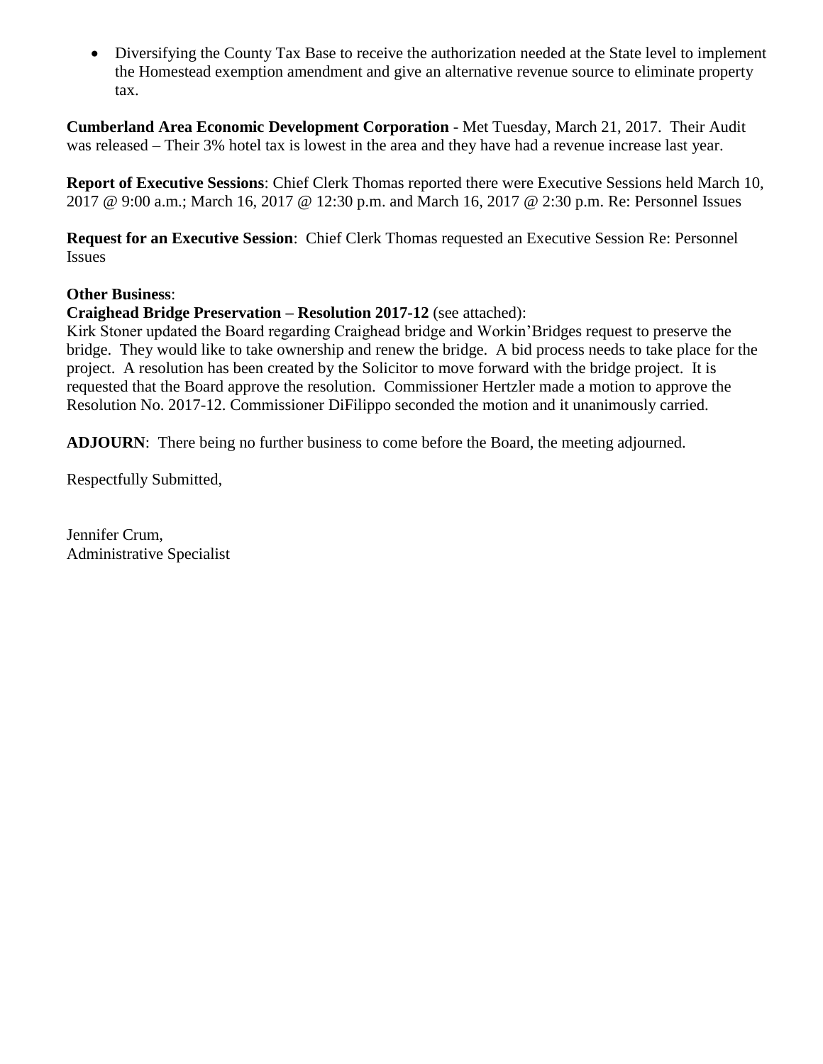- Diversifying the County Tax Base to receive the authorization needed at the State level to implement the Homestead exemption amendment and give an alternative revenue source to eliminate property tax.

**Cumberland Area Economic Development Corporation -** Met Tuesday, March 21, 2017. Their Audit was released – Their 3% hotel tax is lowest in the area and they have had a revenue increase last year.

**Report of Executive Sessions**: Chief Clerk Thomas reported there were Executive Sessions held March 10, 2017 @ 9:00 a.m.; March 16, 2017 @ 12:30 p.m. and March 16, 2017 @ 2:30 p.m. Re: Personnel Issues

**Request for an Executive Session**: Chief Clerk Thomas requested an Executive Session Re: Personnel Issues

**Other Business**:

**Craighead Bridge Preservation – Resolution 2017-12** (see attached):

Kirk Stoner updated the Board regarding Craighead bridge and Workin'Bridges request to preserve the bridge. They would like to take ownership and renew the bridge. A bid process needs to take place for the project. A resolution has been created by the Solicitor to move forward with the bridge project. It is requested that the Board approve the resolution. Commissioner Hertzler made a motion to approve the Resolution No. 2017-12. Commissioner DiFilippo seconded the motion and it unanimously carried.

**ADJOURN**: There being no further business to come before the Board, the meeting adjourned.

Respectfully Submitted,

Jennifer Crum,
Administrative Specialist